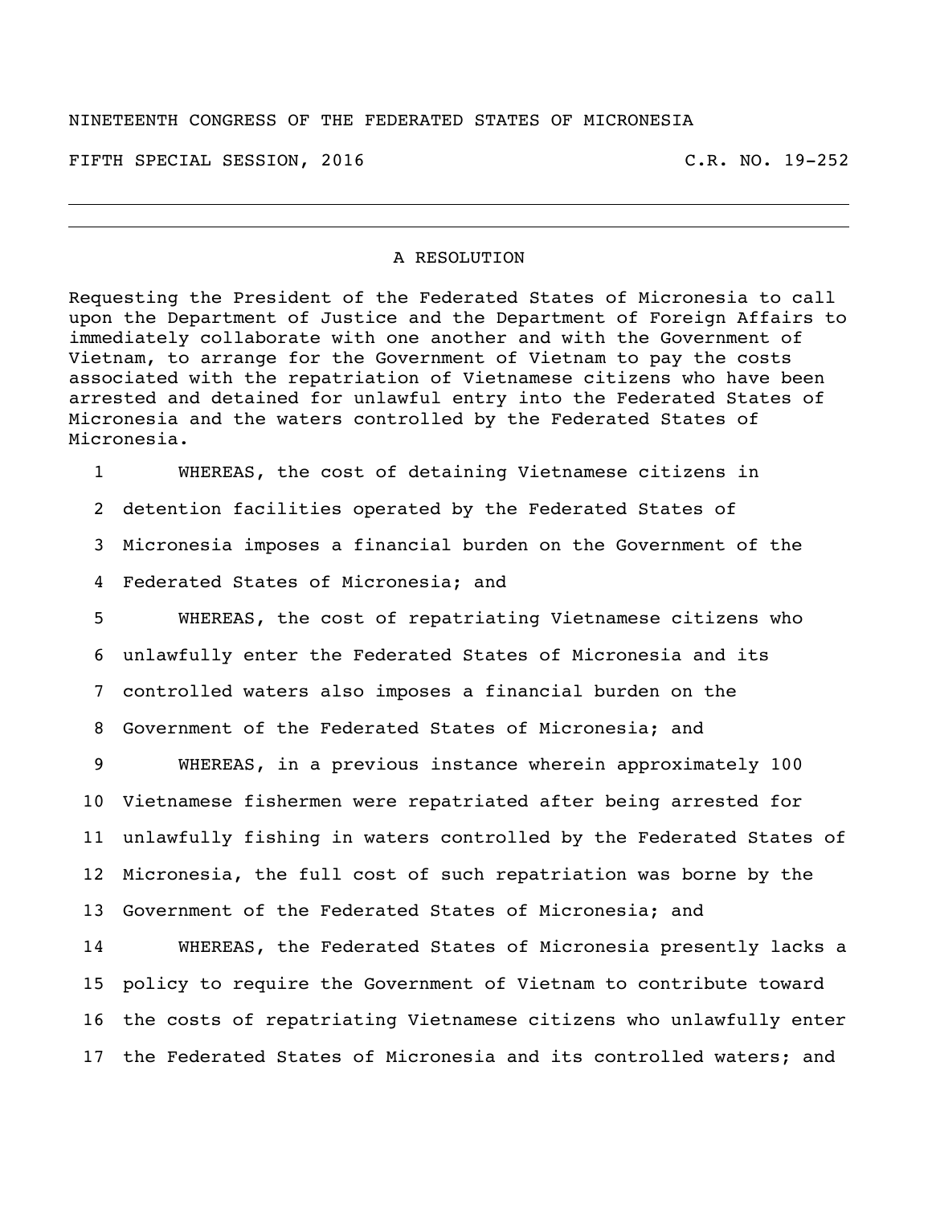NINETEENTH CONGRESS OF THE FEDERATED STATES OF MICRONESIA

FIFTH SPECIAL SESSION, 2016 C.R. NO. 19-252

---

# A RESOLUTION

Requesting the President of the Federated States of Micronesia to call upon the Department of Justice and the Department of Foreign Affairs to immediately collaborate with one another and with the Government of Vietnam, to arrange for the Government of Vietnam to pay the costs associated with the repatriation of Vietnamese citizens who have been arrested and detained for unlawful entry into the Federated States of Micronesia and the waters controlled by the Federated States of Micronesia.

1 WHEREAS, the cost of detaining Vietnamese citizens in
2 detention facilities operated by the Federated States of
3 Micronesia imposes a financial burden on the Government of the
4 Federated States of Micronesia; and
5 WHEREAS, the cost of repatriating Vietnamese citizens who
6 unlawfully enter the Federated States of Micronesia and its
7 controlled waters also imposes a financial burden on the
8 Government of the Federated States of Micronesia; and
9 WHEREAS, in a previous instance wherein approximately 100
10 Vietnamese fishermen were repatriated after being arrested for
11 unlawfully fishing in waters controlled by the Federated States of
12 Micronesia, the full cost of such repatriation was borne by the
13 Government of the Federated States of Micronesia; and
14 WHEREAS, the Federated States of Micronesia presently lacks a
15 policy to require the Government of Vietnam to contribute toward
16 the costs of repatriating Vietnamese citizens who unlawfully enter
17 the Federated States of Micronesia and its controlled waters; and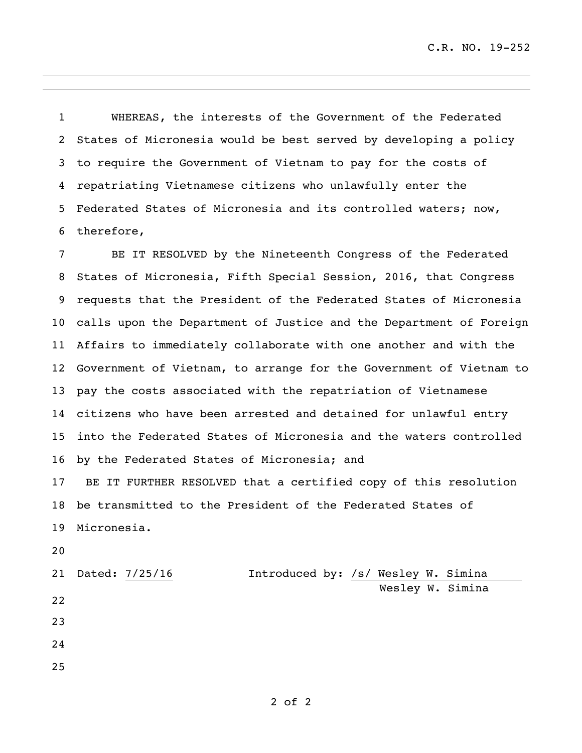WHEREAS, the interests of the Government of the Federated States of Micronesia would be best served by developing a policy to require the Government of Vietnam to pay for the costs of repatriating Vietnamese citizens who unlawfully enter the Federated States of Micronesia and its controlled waters; now, therefore,

BE IT RESOLVED by the Nineteenth Congress of the Federated States of Micronesia, Fifth Special Session, 2016, that Congress requests that the President of the Federated States of Micronesia calls upon the Department of Justice and the Department of Foreign Affairs to immediately collaborate with one another and with the Government of Vietnam, to arrange for the Government of Vietnam to pay the costs associated with the repatriation of Vietnamese citizens who have been arrested and detained for unlawful entry into the Federated States of Micronesia and the waters controlled by the Federated States of Micronesia; and

BE IT FURTHER RESOLVED that a certified copy of this resolution be transmitted to the President of the Federated States of Micronesia.

Dated: 7/25/16

Introduced by: /s/ Wesley W. Simina
Wesley W. Simina